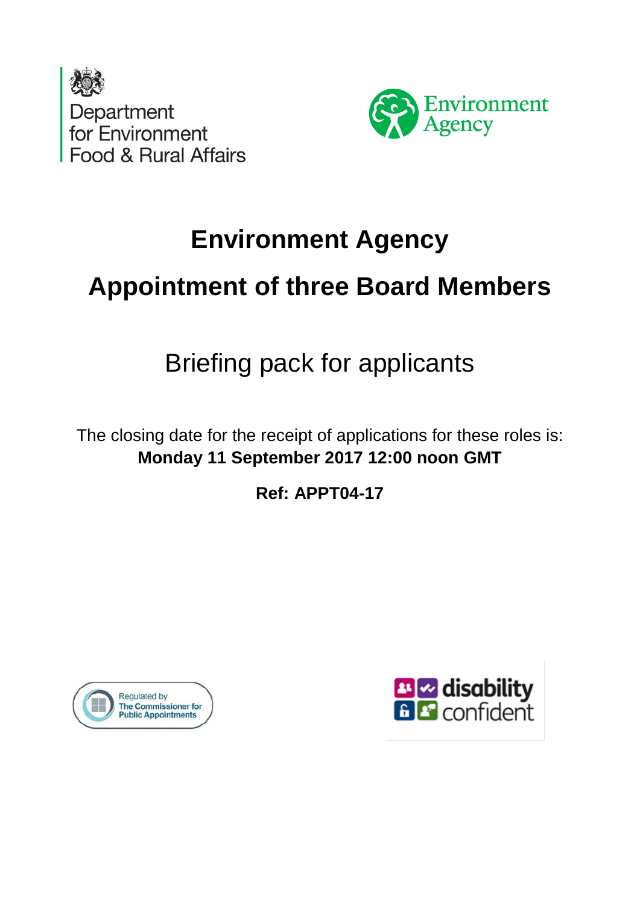Department for Environment Food & Rural Affairs

Environment Agency

# Environment Agency

# Appointment of three Board Members

## Briefing pack for applicants

The closing date for the receipt of applications for these roles is:
**Monday 11 September 2017 12:00 noon GMT**

**Ref: APPT04-17**

Regulated by The Commissioner for Public Appointments

disability confident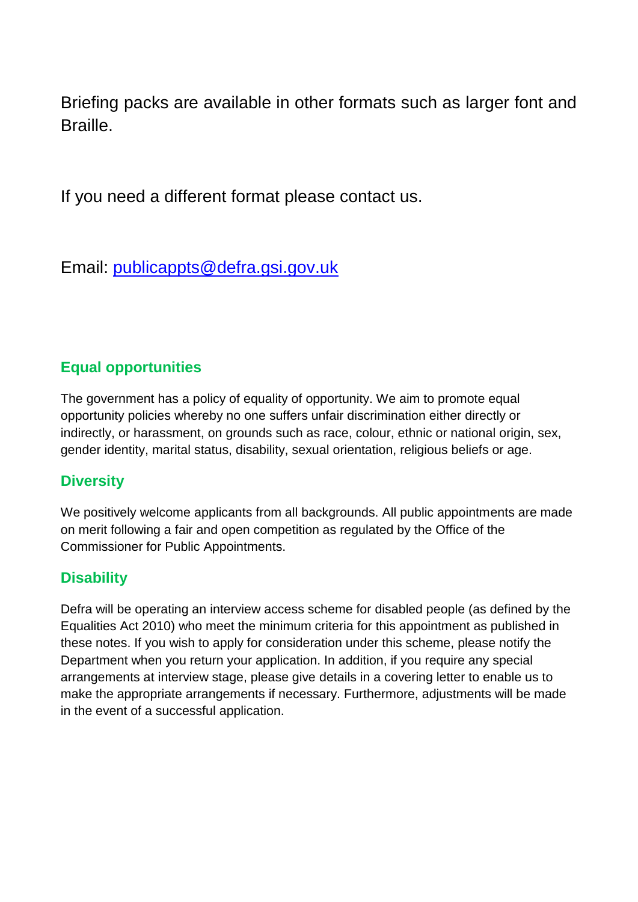Briefing packs are available in other formats such as larger font and Braille.

If you need a different format please contact us.

Email: [publicappts@defra.gsi.gov.uk](mailto:publicappts@defra.gsi.gov.uk)

## Equal opportunities

The government has a policy of equality of opportunity. We aim to promote equal opportunity policies whereby no one suffers unfair discrimination either directly or indirectly, or harassment, on grounds such as race, colour, ethnic or national origin, sex, gender identity, marital status, disability, sexual orientation, religious beliefs or age.

## Diversity

We positively welcome applicants from all backgrounds. All public appointments are made on merit following a fair and open competition as regulated by the Office of the Commissioner for Public Appointments.

## Disability

Defra will be operating an interview access scheme for disabled people (as defined by the Equalities Act 2010) who meet the minimum criteria for this appointment as published in these notes. If you wish to apply for consideration under this scheme, please notify the Department when you return your application. In addition, if you require any special arrangements at interview stage, please give details in a covering letter to enable us to make the appropriate arrangements if necessary. Furthermore, adjustments will be made in the event of a successful application.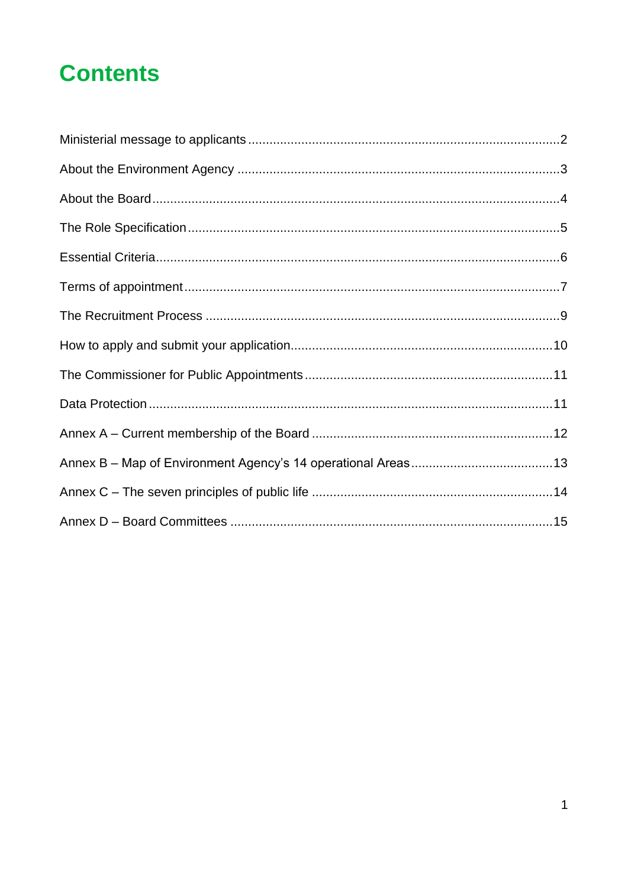# Contents

Ministerial message to applicants.......................................................................................2

About the Environment Agency ..........................................................................................3

About the Board.................................................................................................................4

The Role Specification.......................................................................................................5

Essential Criteria................................................................................................................6

Terms of appointment........................................................................................................7

The Recruitment Process ..................................................................................................9

How to apply and submit your application.........................................................................10

The Commissioner for Public Appointments.....................................................................11

Data Protection................................................................................................................11

Annex A – Current membership of the Board ...................................................................12

Annex B – Map of Environment Agency's 14 operational Areas........................................13

Annex C – The seven principles of public life ...................................................................14

Annex D – Board Committees .........................................................................................15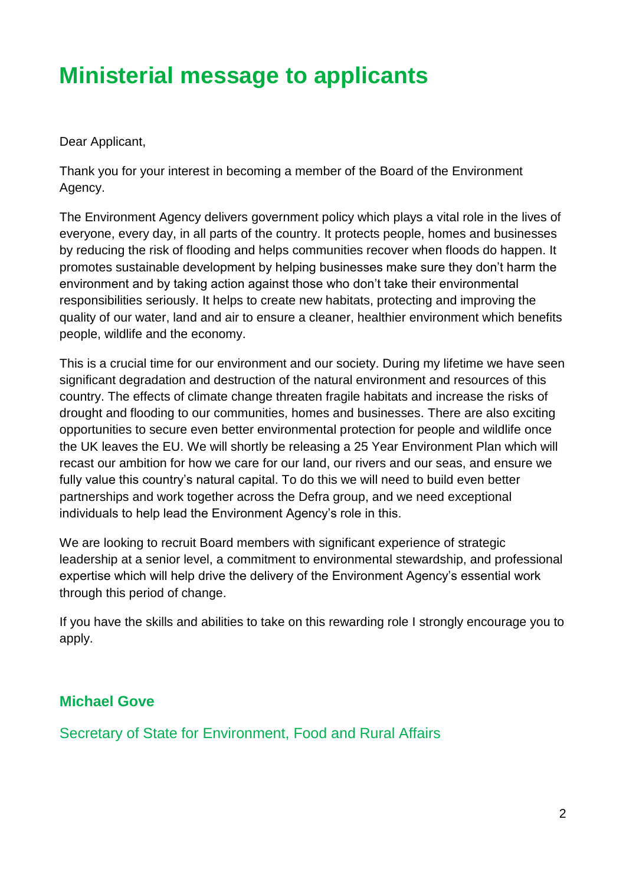# Ministerial message to applicants

Dear Applicant,

Thank you for your interest in becoming a member of the Board of the Environment Agency.

The Environment Agency delivers government policy which plays a vital role in the lives of everyone, every day, in all parts of the country. It protects people, homes and businesses by reducing the risk of flooding and helps communities recover when floods do happen. It promotes sustainable development by helping businesses make sure they don't harm the environment and by taking action against those who don't take their environmental responsibilities seriously. It helps to create new habitats, protecting and improving the quality of our water, land and air to ensure a cleaner, healthier environment which benefits people, wildlife and the economy.

This is a crucial time for our environment and our society. During my lifetime we have seen significant degradation and destruction of the natural environment and resources of this country. The effects of climate change threaten fragile habitats and increase the risks of drought and flooding to our communities, homes and businesses. There are also exciting opportunities to secure even better environmental protection for people and wildlife once the UK leaves the EU. We will shortly be releasing a 25 Year Environment Plan which will recast our ambition for how we care for our land, our rivers and our seas, and ensure we fully value this country's natural capital. To do this we will need to build even better partnerships and work together across the Defra group, and we need exceptional individuals to help lead the Environment Agency's role in this.

We are looking to recruit Board members with significant experience of strategic leadership at a senior level, a commitment to environmental stewardship, and professional expertise which will help drive the delivery of the Environment Agency's essential work through this period of change.

If you have the skills and abilities to take on this rewarding role I strongly encourage you to apply.

**Michael Gove**

Secretary of State for Environment, Food and Rural Affairs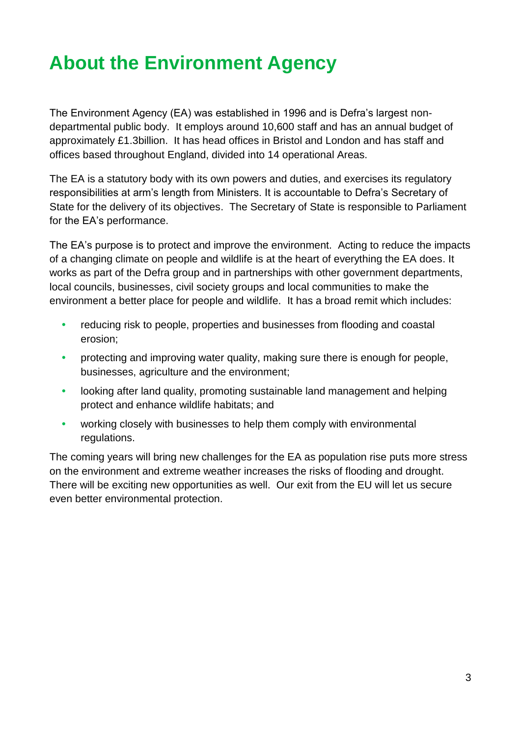# About the Environment Agency

The Environment Agency (EA) was established in 1996 and is Defra's largest non-departmental public body. It employs around 10,600 staff and has an annual budget of approximately £1.3billion. It has head offices in Bristol and London and has staff and offices based throughout England, divided into 14 operational Areas.

The EA is a statutory body with its own powers and duties, and exercises its regulatory responsibilities at arm's length from Ministers. It is accountable to Defra's Secretary of State for the delivery of its objectives. The Secretary of State is responsible to Parliament for the EA's performance.

The EA's purpose is to protect and improve the environment. Acting to reduce the impacts of a changing climate on people and wildlife is at the heart of everything the EA does. It works as part of the Defra group and in partnerships with other government departments, local councils, businesses, civil society groups and local communities to make the environment a better place for people and wildlife. It has a broad remit which includes:

- reducing risk to people, properties and businesses from flooding and coastal erosion;
- protecting and improving water quality, making sure there is enough for people, businesses, agriculture and the environment;
- looking after land quality, promoting sustainable land management and helping protect and enhance wildlife habitats; and
- working closely with businesses to help them comply with environmental regulations.

The coming years will bring new challenges for the EA as population rise puts more stress on the environment and extreme weather increases the risks of flooding and drought. There will be exciting new opportunities as well. Our exit from the EU will let us secure even better environmental protection.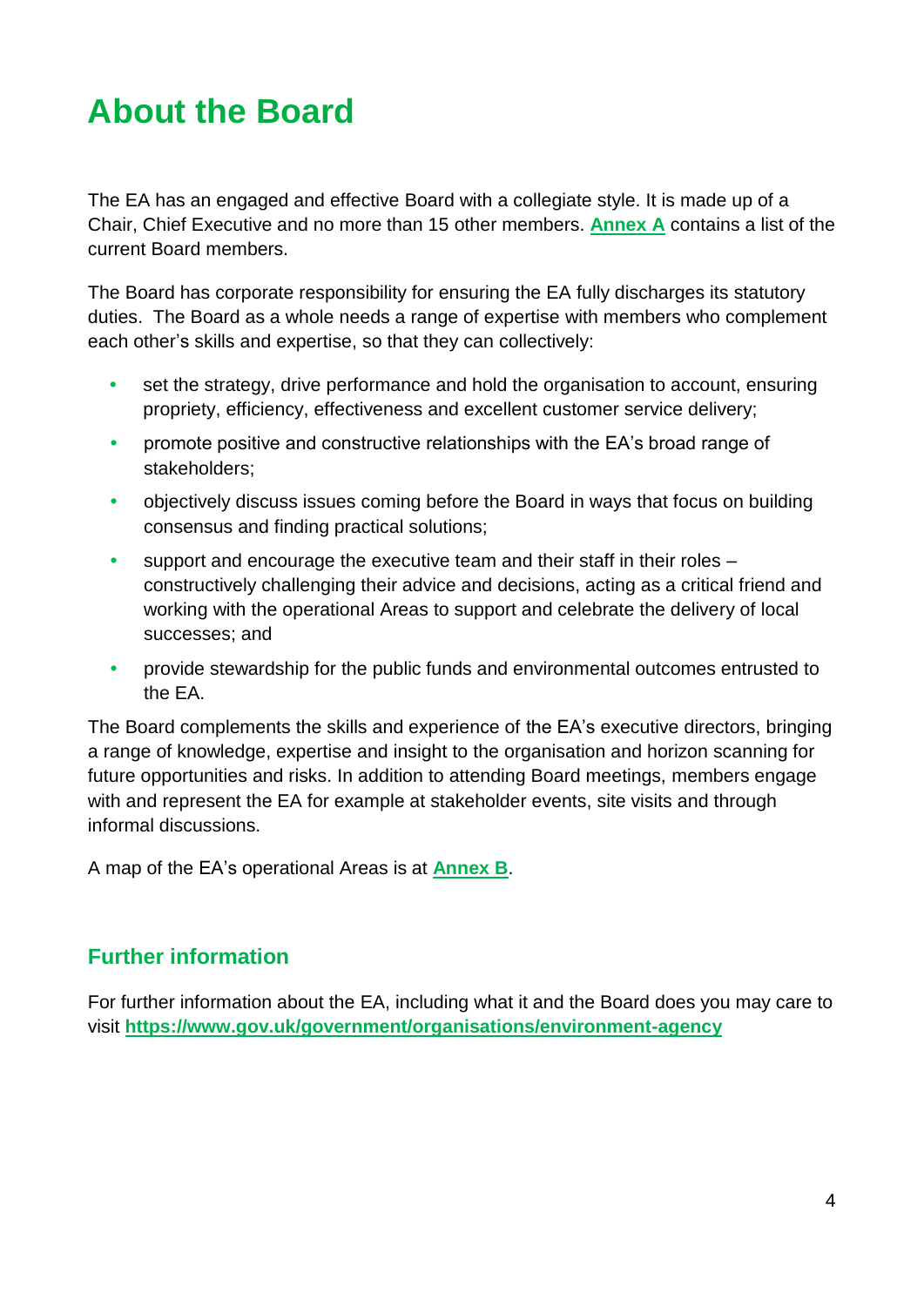# About the Board

The EA has an engaged and effective Board with a collegiate style. It is made up of a Chair, Chief Executive and no more than 15 other members. **Annex A** contains a list of the current Board members.

The Board has corporate responsibility for ensuring the EA fully discharges its statutory duties. The Board as a whole needs a range of expertise with members who complement each other's skills and expertise, so that they can collectively:

- set the strategy, drive performance and hold the organisation to account, ensuring propriety, efficiency, effectiveness and excellent customer service delivery;
- promote positive and constructive relationships with the EA's broad range of stakeholders;
- objectively discuss issues coming before the Board in ways that focus on building consensus and finding practical solutions;
- support and encourage the executive team and their staff in their roles – constructively challenging their advice and decisions, acting as a critical friend and working with the operational Areas to support and celebrate the delivery of local successes; and
- provide stewardship for the public funds and environmental outcomes entrusted to the EA.

The Board complements the skills and experience of the EA's executive directors, bringing a range of knowledge, expertise and insight to the organisation and horizon scanning for future opportunities and risks. In addition to attending Board meetings, members engage with and represent the EA for example at stakeholder events, site visits and through informal discussions.

A map of the EA's operational Areas is at **Annex B**.

## Further information

For further information about the EA, including what it and the Board does you may care to visit **https://www.gov.uk/government/organisations/environment-agency**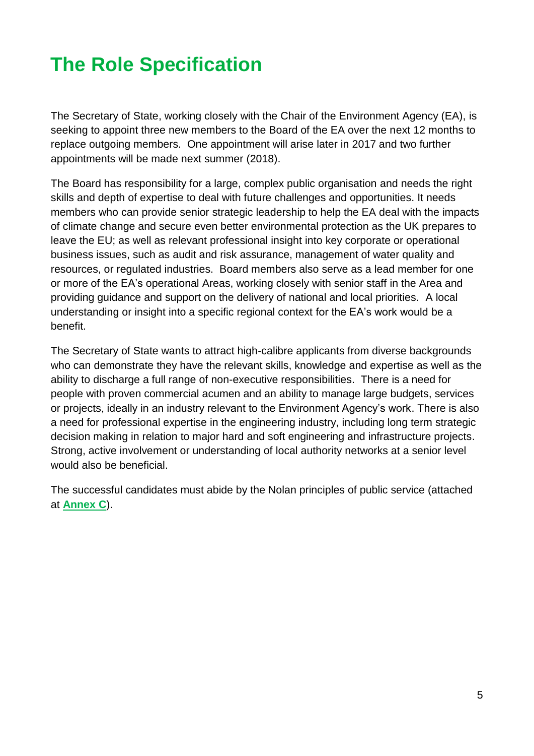# The Role Specification

The Secretary of State, working closely with the Chair of the Environment Agency (EA), is seeking to appoint three new members to the Board of the EA over the next 12 months to replace outgoing members. One appointment will arise later in 2017 and two further appointments will be made next summer (2018).

The Board has responsibility for a large, complex public organisation and needs the right skills and depth of expertise to deal with future challenges and opportunities. It needs members who can provide senior strategic leadership to help the EA deal with the impacts of climate change and secure even better environmental protection as the UK prepares to leave the EU; as well as relevant professional insight into key corporate or operational business issues, such as audit and risk assurance, management of water quality and resources, or regulated industries. Board members also serve as a lead member for one or more of the EA's operational Areas, working closely with senior staff in the Area and providing guidance and support on the delivery of national and local priorities. A local understanding or insight into a specific regional context for the EA's work would be a benefit.

The Secretary of State wants to attract high-calibre applicants from diverse backgrounds who can demonstrate they have the relevant skills, knowledge and expertise as well as the ability to discharge a full range of non-executive responsibilities. There is a need for people with proven commercial acumen and an ability to manage large budgets, services or projects, ideally in an industry relevant to the Environment Agency's work. There is also a need for professional expertise in the engineering industry, including long term strategic decision making in relation to major hard and soft engineering and infrastructure projects. Strong, active involvement or understanding of local authority networks at a senior level would also be beneficial.

The successful candidates must abide by the Nolan principles of public service (attached at **Annex C**).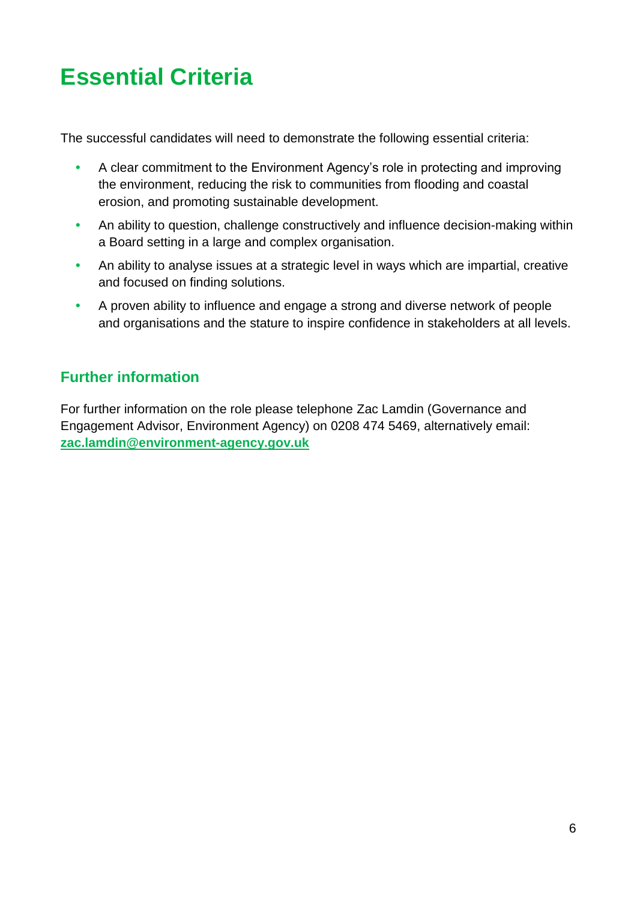# Essential Criteria

The successful candidates will need to demonstrate the following essential criteria:

- A clear commitment to the Environment Agency's role in protecting and improving the environment, reducing the risk to communities from flooding and coastal erosion, and promoting sustainable development.
- An ability to question, challenge constructively and influence decision-making within a Board setting in a large and complex organisation.
- An ability to analyse issues at a strategic level in ways which are impartial, creative and focused on finding solutions.
- A proven ability to influence and engage a strong and diverse network of people and organisations and the stature to inspire confidence in stakeholders at all levels.

## Further information

For further information on the role please telephone Zac Lamdin (Governance and Engagement Advisor, Environment Agency) on 0208 474 5469, alternatively email: **zac.lamdin@environment-agency.gov.uk**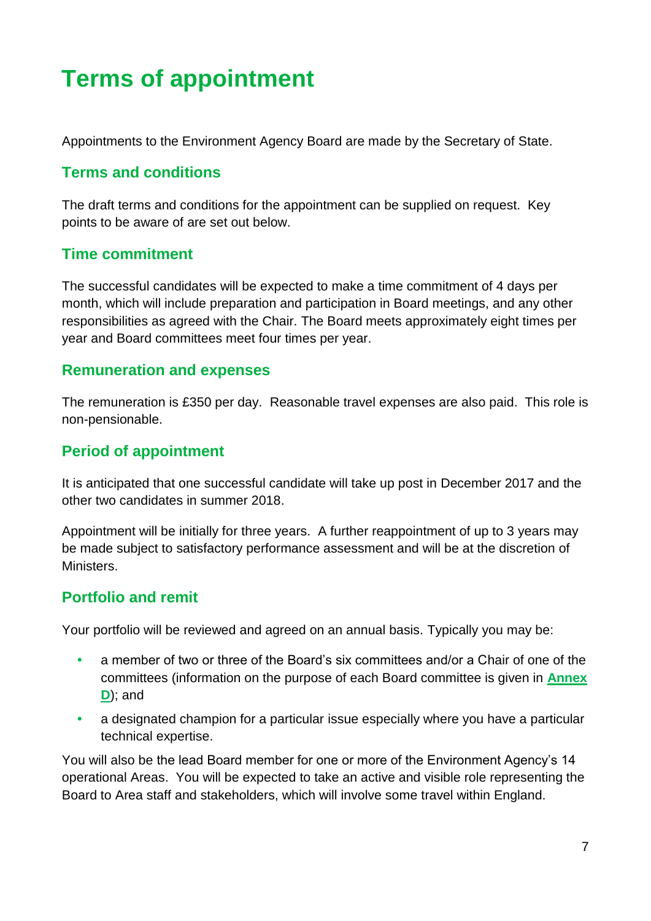# Terms of appointment

Appointments to the Environment Agency Board are made by the Secretary of State.

## Terms and conditions

The draft terms and conditions for the appointment can be supplied on request. Key points to be aware of are set out below.

## Time commitment

The successful candidates will be expected to make a time commitment of 4 days per month, which will include preparation and participation in Board meetings, and any other responsibilities as agreed with the Chair. The Board meets approximately eight times per year and Board committees meet four times per year.

## Remuneration and expenses

The remuneration is £350 per day. Reasonable travel expenses are also paid. This role is non-pensionable.

## Period of appointment

It is anticipated that one successful candidate will take up post in December 2017 and the other two candidates in summer 2018.

Appointment will be initially for three years. A further reappointment of up to 3 years may be made subject to satisfactory performance assessment and will be at the discretion of Ministers.

## Portfolio and remit

Your portfolio will be reviewed and agreed on an annual basis. Typically you may be:

- a member of two or three of the Board's six committees and/or a Chair of one of the committees (information on the purpose of each Board committee is given in **Annex D**); and
- a designated champion for a particular issue especially where you have a particular technical expertise.

You will also be the lead Board member for one or more of the Environment Agency's 14 operational Areas. You will be expected to take an active and visible role representing the Board to Area staff and stakeholders, which will involve some travel within England.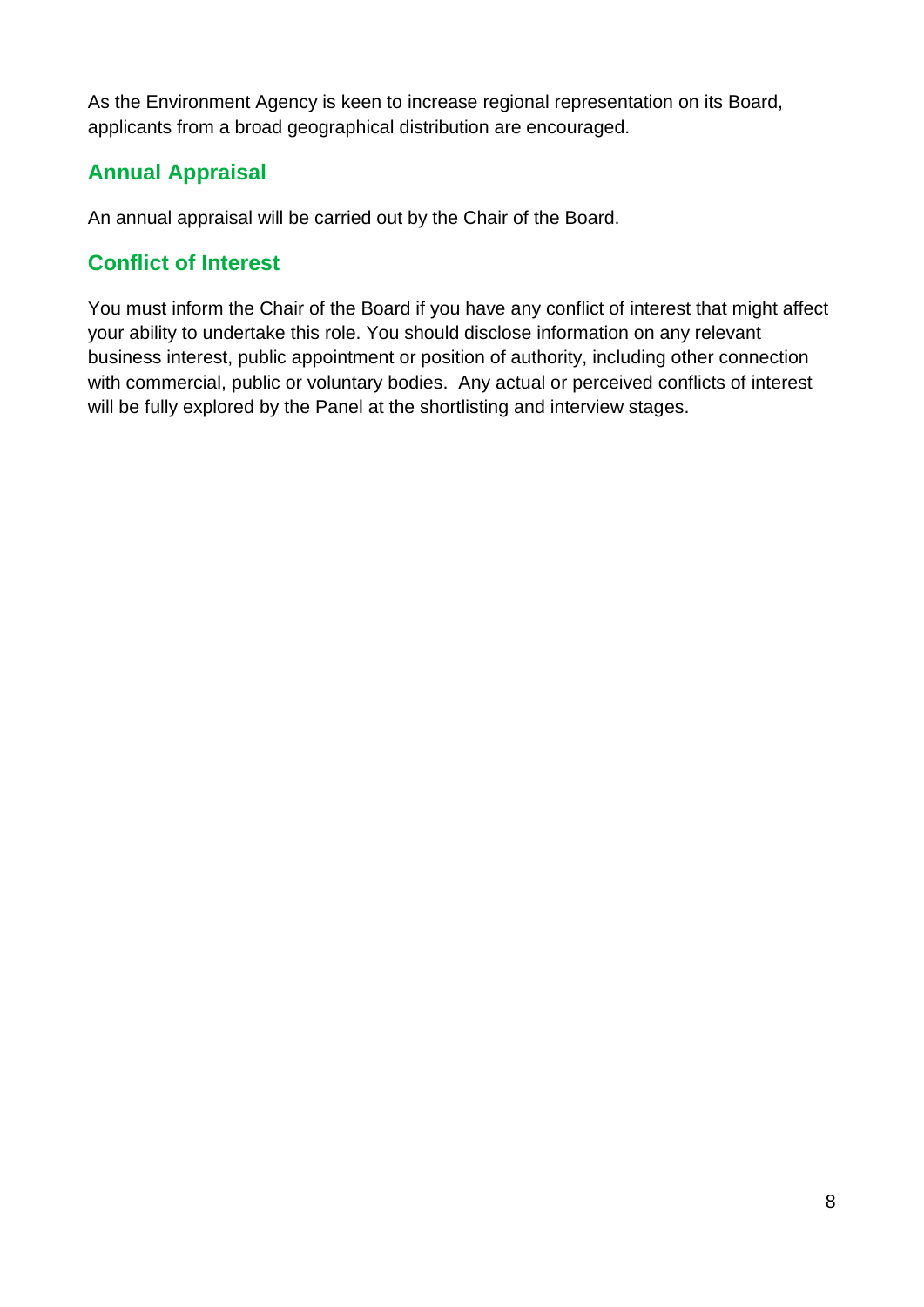As the Environment Agency is keen to increase regional representation on its Board, applicants from a broad geographical distribution are encouraged.

## Annual Appraisal

An annual appraisal will be carried out by the Chair of the Board.

## Conflict of Interest

You must inform the Chair of the Board if you have any conflict of interest that might affect your ability to undertake this role. You should disclose information on any relevant business interest, public appointment or position of authority, including other connection with commercial, public or voluntary bodies. Any actual or perceived conflicts of interest will be fully explored by the Panel at the shortlisting and interview stages.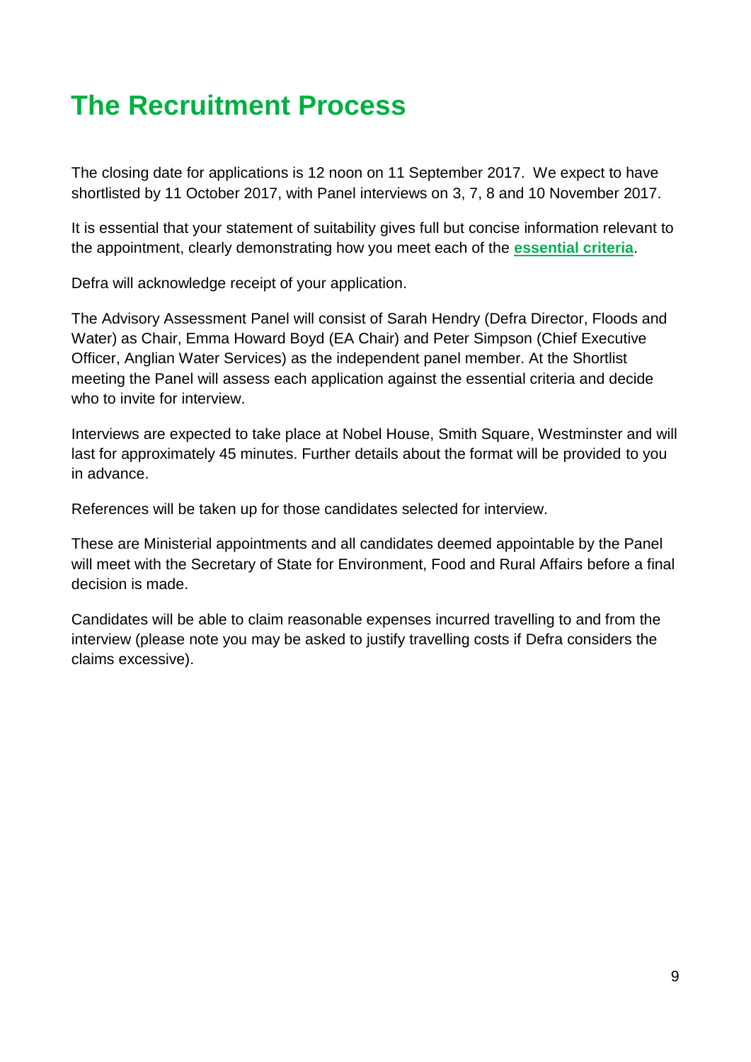# The Recruitment Process

The closing date for applications is 12 noon on 11 September 2017. We expect to have shortlisted by 11 October 2017, with Panel interviews on 3, 7, 8 and 10 November 2017.

It is essential that your statement of suitability gives full but concise information relevant to the appointment, clearly demonstrating how you meet each of the **essential criteria**.

Defra will acknowledge receipt of your application.

The Advisory Assessment Panel will consist of Sarah Hendry (Defra Director, Floods and Water) as Chair, Emma Howard Boyd (EA Chair) and Peter Simpson (Chief Executive Officer, Anglian Water Services) as the independent panel member. At the Shortlist meeting the Panel will assess each application against the essential criteria and decide who to invite for interview.

Interviews are expected to take place at Nobel House, Smith Square, Westminster and will last for approximately 45 minutes. Further details about the format will be provided to you in advance.

References will be taken up for those candidates selected for interview.

These are Ministerial appointments and all candidates deemed appointable by the Panel will meet with the Secretary of State for Environment, Food and Rural Affairs before a final decision is made.

Candidates will be able to claim reasonable expenses incurred travelling to and from the interview (please note you may be asked to justify travelling costs if Defra considers the claims excessive).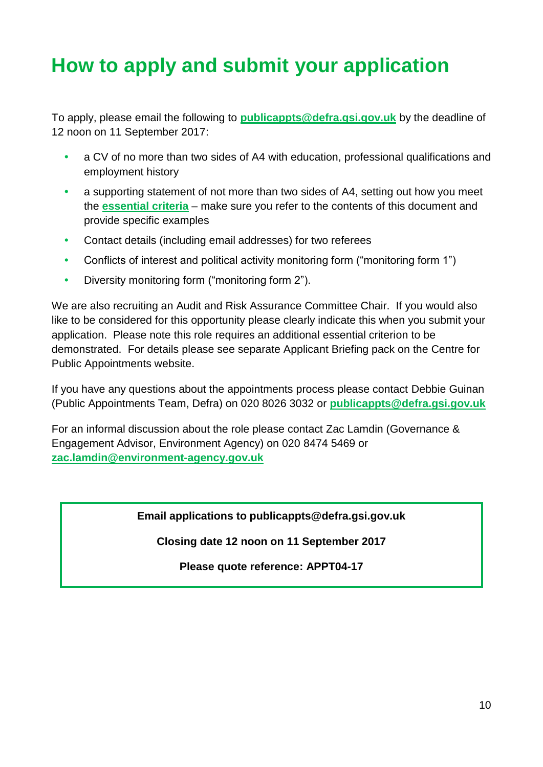# How to apply and submit your application

To apply, please email the following to **publicappts@defra.gsi.gov.uk** by the deadline of 12 noon on 11 September 2017:

- a CV of no more than two sides of A4 with education, professional qualifications and employment history
- a supporting statement of not more than two sides of A4, setting out how you meet the **essential criteria** – make sure you refer to the contents of this document and provide specific examples
- Contact details (including email addresses) for two referees
- Conflicts of interest and political activity monitoring form ("monitoring form 1")
- Diversity monitoring form ("monitoring form 2").

We are also recruiting an Audit and Risk Assurance Committee Chair. If you would also like to be considered for this opportunity please clearly indicate this when you submit your application. Please note this role requires an additional essential criterion to be demonstrated. For details please see separate Applicant Briefing pack on the Centre for Public Appointments website.

If you have any questions about the appointments process please contact Debbie Guinan (Public Appointments Team, Defra) on 020 8026 3032 or **publicappts@defra.gsi.gov.uk**

For an informal discussion about the role please contact Zac Lamdin (Governance & Engagement Advisor, Environment Agency) on 020 8474 5469 or **zac.lamdin@environment-agency.gov.uk**

**Email applications to publicappts@defra.gsi.gov.uk**

**Closing date 12 noon on 11 September 2017**

**Please quote reference: APPT04-17**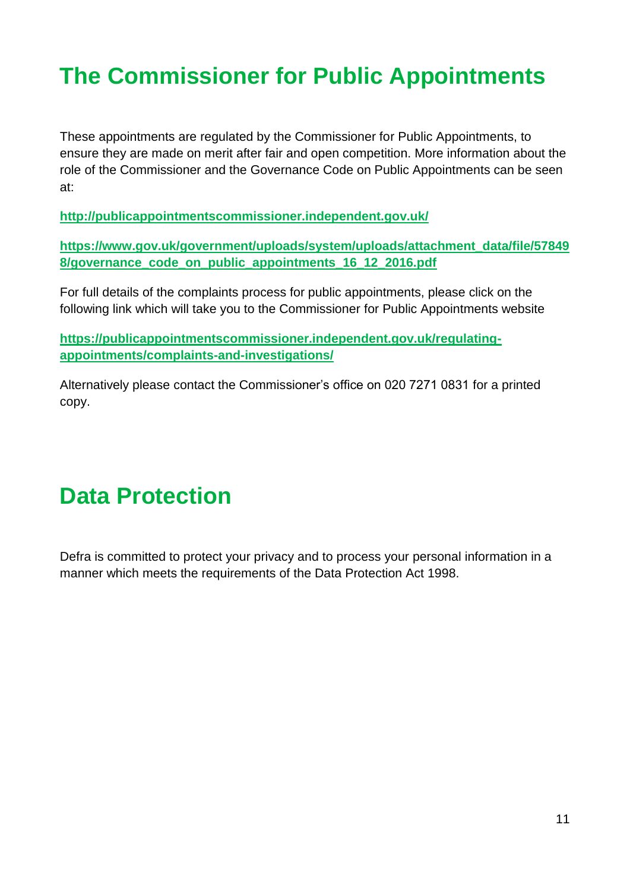# The Commissioner for Public Appointments

These appointments are regulated by the Commissioner for Public Appointments, to ensure they are made on merit after fair and open competition. More information about the role of the Commissioner and the Governance Code on Public Appointments can be seen at:

**http://publicappointmentscommissioner.independent.gov.uk/**

**https://www.gov.uk/government/uploads/system/uploads/attachment_data/file/578498/governance_code_on_public_appointments_16_12_2016.pdf**

For full details of the complaints process for public appointments, please click on the following link which will take you to the Commissioner for Public Appointments website

**https://publicappointmentscommissioner.independent.gov.uk/regulating-appointments/complaints-and-investigations/**

Alternatively please contact the Commissioner's office on 020 7271 0831 for a printed copy.

# Data Protection

Defra is committed to protect your privacy and to process your personal information in a manner which meets the requirements of the Data Protection Act 1998.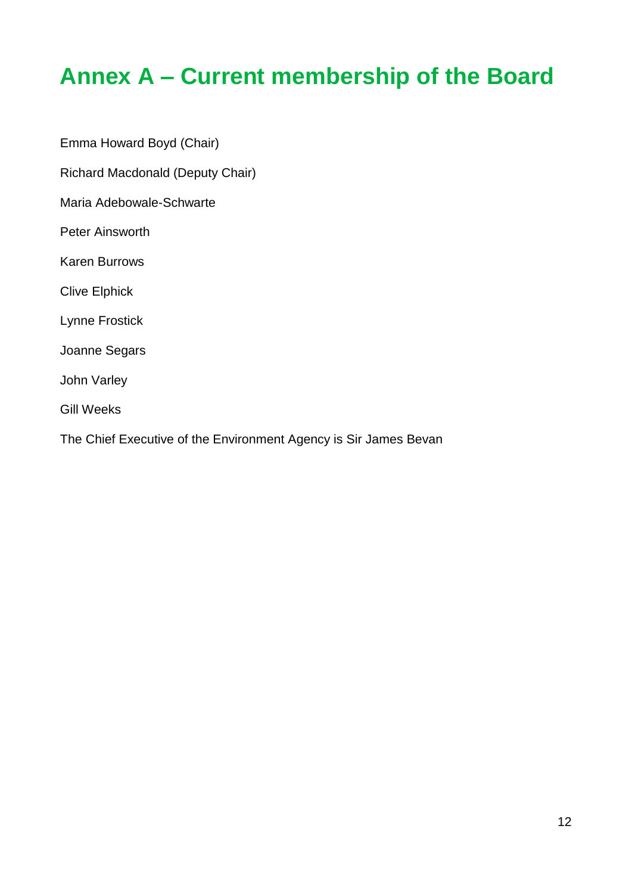# Annex A – Current membership of the Board

Emma Howard Boyd (Chair)

Richard Macdonald (Deputy Chair)

Maria Adebowale-Schwarte

Peter Ainsworth

Karen Burrows

Clive Elphick

Lynne Frostick

Joanne Segars

John Varley

Gill Weeks

The Chief Executive of the Environment Agency is Sir James Bevan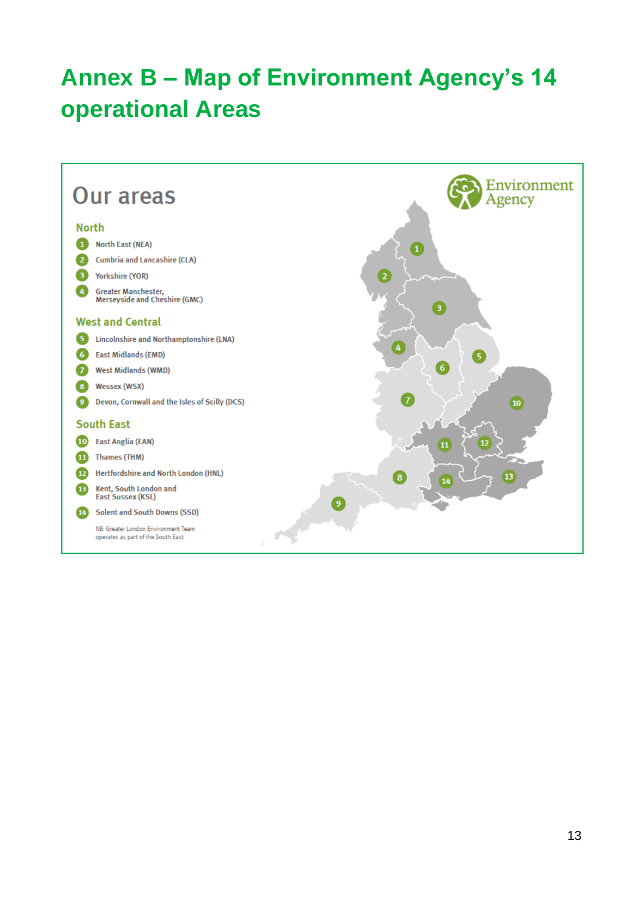# Annex B – Map of Environment Agency's 14 operational Areas

## Our areas

### North

1. North East (NEA)
2. Cumbria and Lancashire (CLA)
3. Yorkshire (YOR)
4. Greater Manchester, Merseyside and Cheshire (GMC)

### West and Central

5. Lincolnshire and Northamptonshire (LNA)
6. East Midlands (EMD)
7. West Midlands (WMD)
8. Wessex (WSX)
9. Devon, Cornwall and the Isles of Scilly (DCS)

### South East

10. East Anglia (EAN)
11. Thames (THM)
12. Hertfordshire and North London (HNL)
13. Kent, South London and East Sussex (KSL)
14. Solent and South Downs (SSD)

NB: Greater London Environment Team operates as part of the South East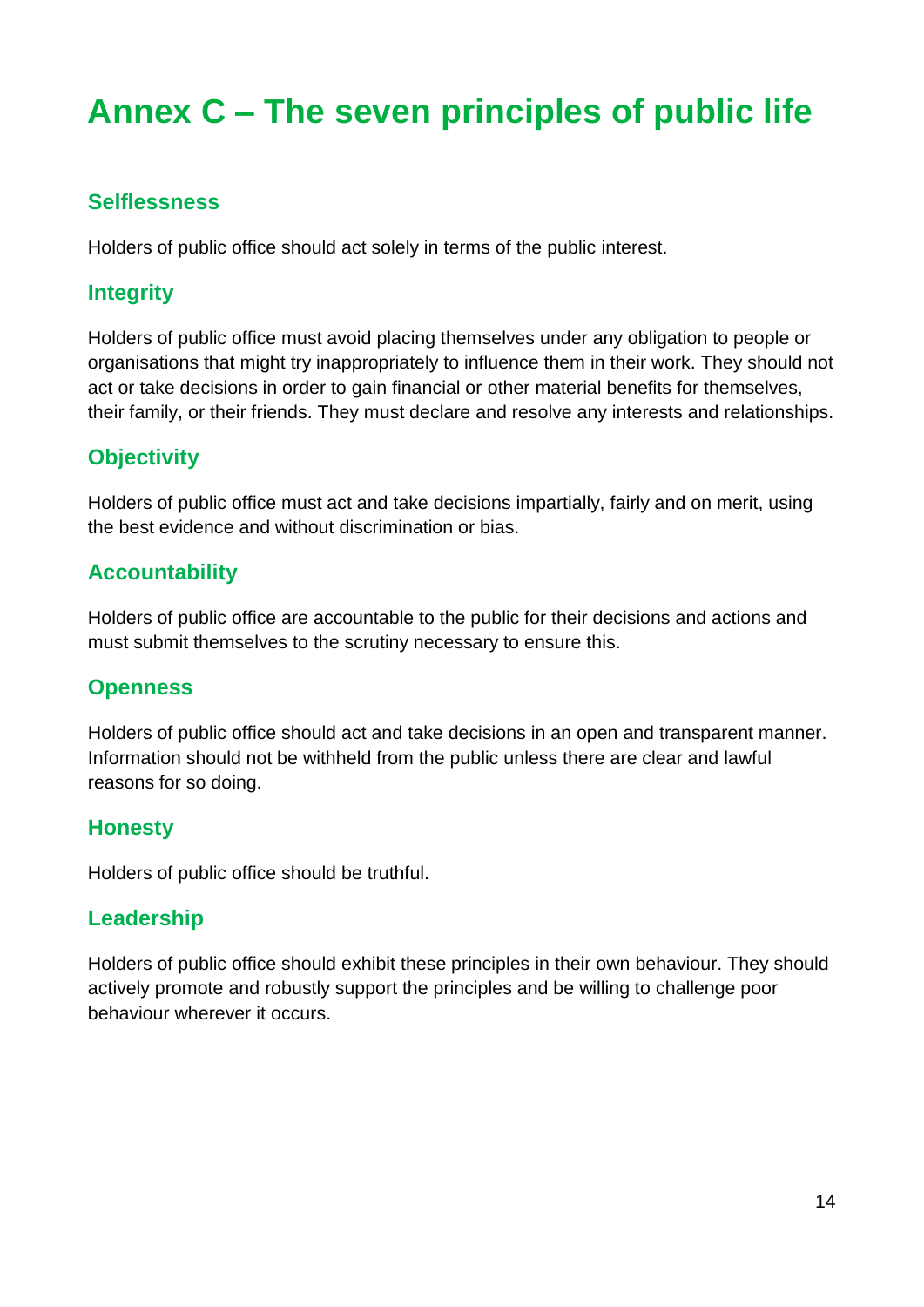# Annex C – The seven principles of public life

## Selflessness

Holders of public office should act solely in terms of the public interest.

## Integrity

Holders of public office must avoid placing themselves under any obligation to people or organisations that might try inappropriately to influence them in their work. They should not act or take decisions in order to gain financial or other material benefits for themselves, their family, or their friends. They must declare and resolve any interests and relationships.

## Objectivity

Holders of public office must act and take decisions impartially, fairly and on merit, using the best evidence and without discrimination or bias.

## Accountability

Holders of public office are accountable to the public for their decisions and actions and must submit themselves to the scrutiny necessary to ensure this.

## Openness

Holders of public office should act and take decisions in an open and transparent manner. Information should not be withheld from the public unless there are clear and lawful reasons for so doing.

## Honesty

Holders of public office should be truthful.

## Leadership

Holders of public office should exhibit these principles in their own behaviour. They should actively promote and robustly support the principles and be willing to challenge poor behaviour wherever it occurs.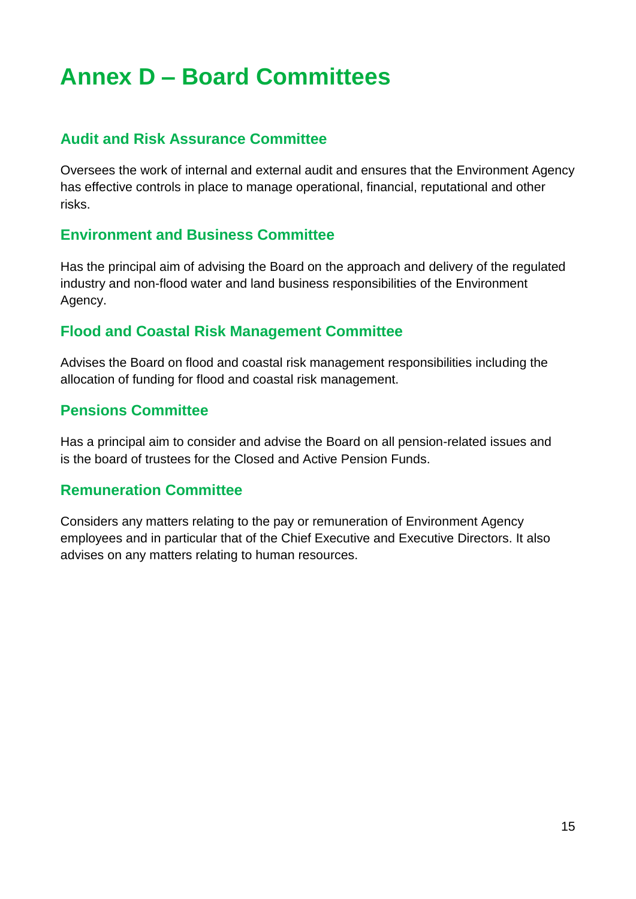# Annex D – Board Committees

## Audit and Risk Assurance Committee

Oversees the work of internal and external audit and ensures that the Environment Agency has effective controls in place to manage operational, financial, reputational and other risks.

## Environment and Business Committee

Has the principal aim of advising the Board on the approach and delivery of the regulated industry and non-flood water and land business responsibilities of the Environment Agency.

## Flood and Coastal Risk Management Committee

Advises the Board on flood and coastal risk management responsibilities including the allocation of funding for flood and coastal risk management.

## Pensions Committee

Has a principal aim to consider and advise the Board on all pension-related issues and is the board of trustees for the Closed and Active Pension Funds.

## Remuneration Committee

Considers any matters relating to the pay or remuneration of Environment Agency employees and in particular that of the Chief Executive and Executive Directors. It also advises on any matters relating to human resources.